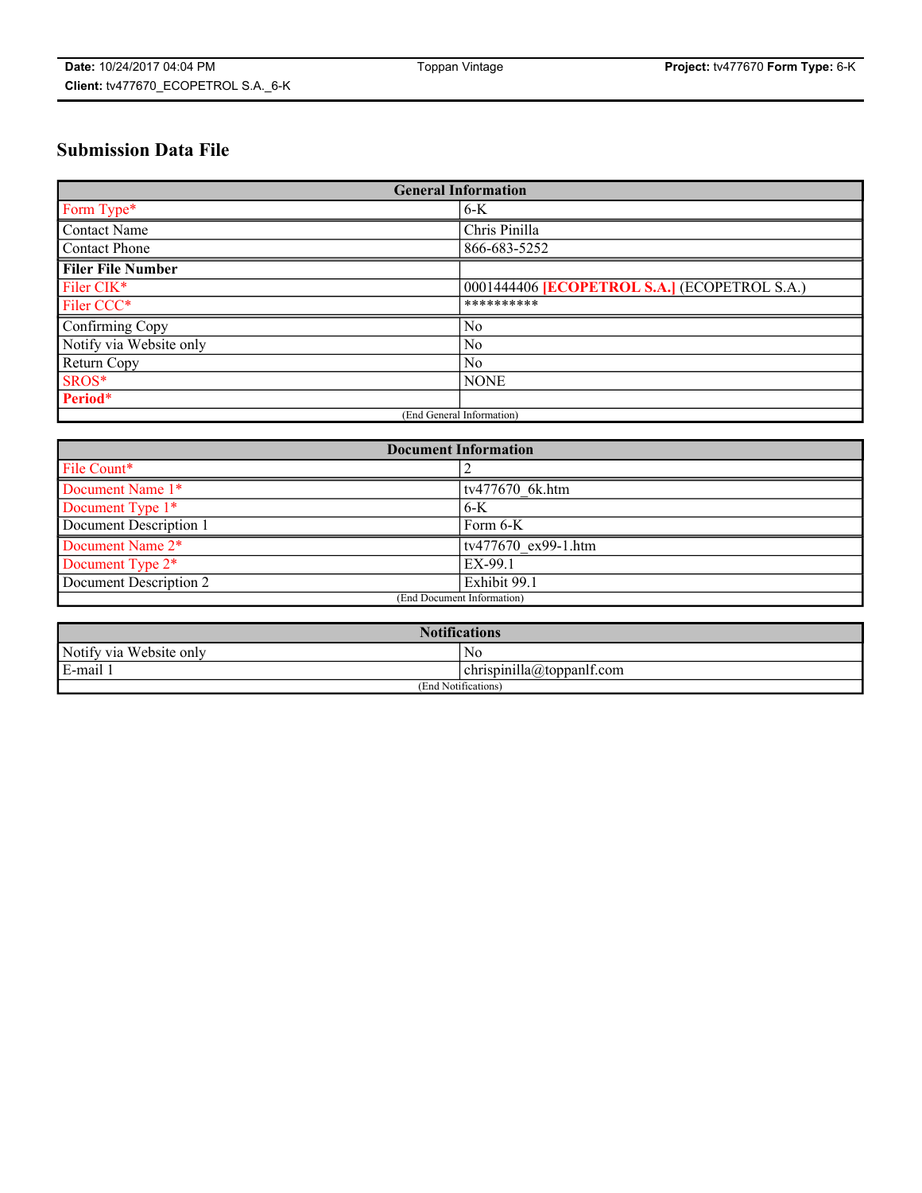# Submission Data File

| General Information | |
|---|---|
| Form Type* | 6-K |
| Contact Name | Chris Pinilla |
| Contact Phone | 866-683-5252 |
| **Filer File Number** | |
| Filer CIK* | 0001444406 **[ECOPETROL S.A.]** (ECOPETROL S.A.) |
| Filer CCC* | ********** |
| Confirming Copy | No |
| Notify via Website only | No |
| Return Copy | No |
| SROS* | NONE |
| **Period*** | |
| (End General Information) | |

| Document Information | |
|---|---|
| File Count* | 2 |
| Document Name 1* | tv477670_6k.htm |
| Document Type 1* | 6-K |
| Document Description 1 | Form 6-K |
| Document Name 2* | tv477670_ex99-1.htm |
| Document Type 2* | EX-99.1 |
| Document Description 2 | Exhibit 99.1 |
| (End Document Information) | |

| Notifications | |
|---|---|
| Notify via Website only | No |
| E-mail 1 | chrispinilla@toppanlf.com |
| (End Notifications) | |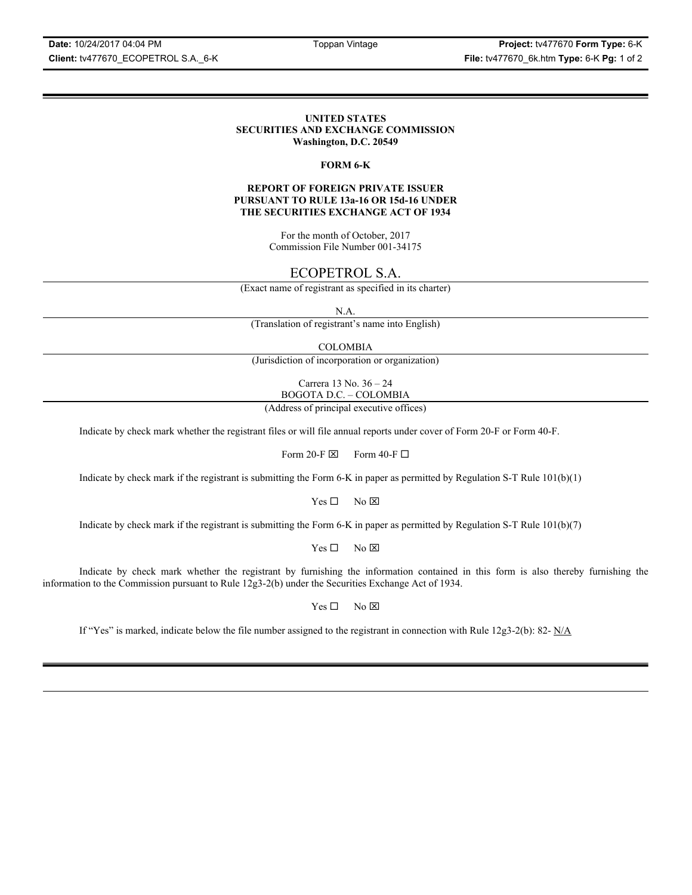**UNITED STATES**
**SECURITIES AND EXCHANGE COMMISSION**
**Washington, D.C. 20549**

**FORM 6-K**

**REPORT OF FOREIGN PRIVATE ISSUER**
**PURSUANT TO RULE 13a-16 OR 15d-16 UNDER**
**THE SECURITIES EXCHANGE ACT OF 1934**

For the month of October, 2017
Commission File Number 001-34175

ECOPETROL S.A.

(Exact name of registrant as specified in its charter)

N.A.

(Translation of registrant's name into English)

COLOMBIA

(Jurisdiction of incorporation or organization)

Carrera 13 No. 36 – 24
BOGOTA D.C. – COLOMBIA

(Address of principal executive offices)

Indicate by check mark whether the registrant files or will file annual reports under cover of Form 20-F or Form 40-F.

Form 20-F ☒ Form 40-F ☐

Indicate by check mark if the registrant is submitting the Form 6-K in paper as permitted by Regulation S-T Rule 101(b)(1)

Yes ☐ No ☒

Indicate by check mark if the registrant is submitting the Form 6-K in paper as permitted by Regulation S-T Rule 101(b)(7)

Yes ☐ No ☒

Indicate by check mark whether the registrant by furnishing the information contained in this form is also thereby furnishing the information to the Commission pursuant to Rule 12g3-2(b) under the Securities Exchange Act of 1934.

Yes ☐ No ☒

If "Yes" is marked, indicate below the file number assigned to the registrant in connection with Rule 12g3-2(b): 82- N/A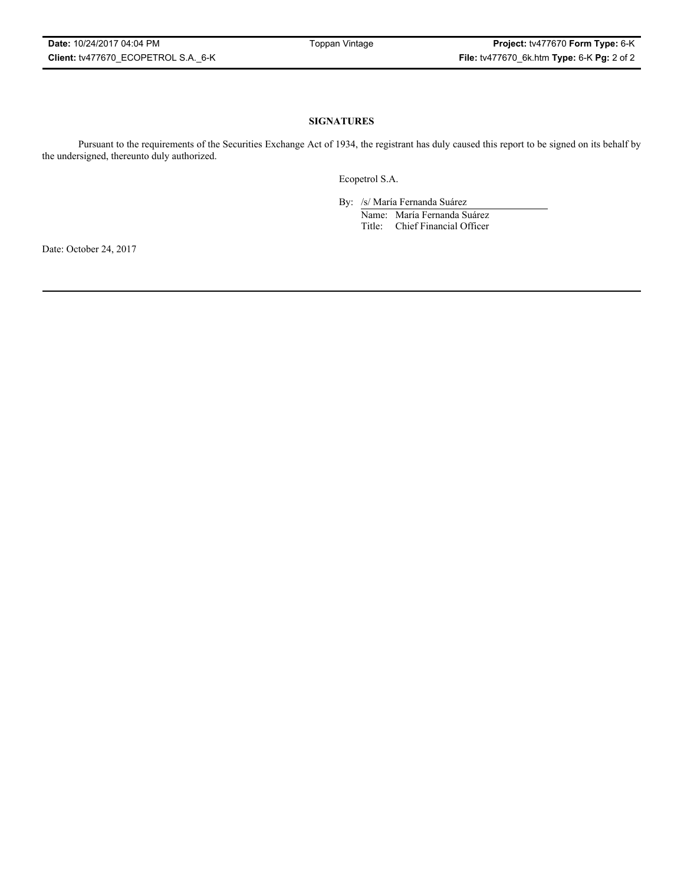## SIGNATURES

Pursuant to the requirements of the Securities Exchange Act of 1934, the registrant has duly caused this report to be signed on its behalf by the undersigned, thereunto duly authorized.

Ecopetrol S.A.

By: /s/ María Fernanda Suárez

Name: María Fernanda Suárez

Title: Chief Financial Officer

Date: October 24, 2017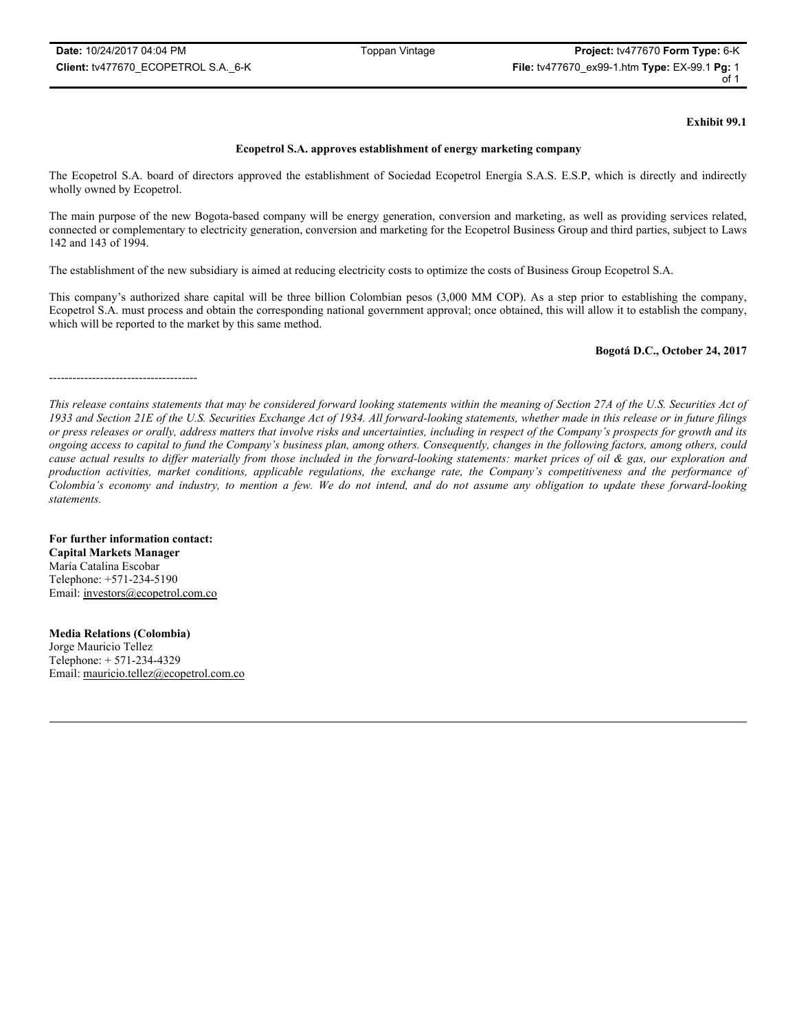**Exhibit 99.1**

**Ecopetrol S.A. approves establishment of energy marketing company**

The Ecopetrol S.A. board of directors approved the establishment of Sociedad Ecopetrol Energía S.A.S. E.S.P, which is directly and indirectly wholly owned by Ecopetrol.

The main purpose of the new Bogota-based company will be energy generation, conversion and marketing, as well as providing services related, connected or complementary to electricity generation, conversion and marketing for the Ecopetrol Business Group and third parties, subject to Laws 142 and 143 of 1994.

The establishment of the new subsidiary is aimed at reducing electricity costs to optimize the costs of Business Group Ecopetrol S.A.

This company's authorized share capital will be three billion Colombian pesos (3,000 MM COP). As a step prior to establishing the company, Ecopetrol S.A. must process and obtain the corresponding national government approval; once obtained, this will allow it to establish the company, which will be reported to the market by this same method.

**Bogotá D.C., October 24, 2017**

--------------------------------------

*This release contains statements that may be considered forward looking statements within the meaning of Section 27A of the U.S. Securities Act of 1933 and Section 21E of the U.S. Securities Exchange Act of 1934. All forward-looking statements, whether made in this release or in future filings or press releases or orally, address matters that involve risks and uncertainties, including in respect of the Company's prospects for growth and its ongoing access to capital to fund the Company's business plan, among others. Consequently, changes in the following factors, among others, could cause actual results to differ materially from those included in the forward-looking statements: market prices of oil & gas, our exploration and production activities, market conditions, applicable regulations, the exchange rate, the Company's competitiveness and the performance of Colombia's economy and industry, to mention a few. We do not intend, and do not assume any obligation to update these forward-looking statements.*

**For further information contact:**
**Capital Markets Manager**
María Catalina Escobar
Telephone: +571-234-5190
Email: investors@ecopetrol.com.co

**Media Relations (Colombia)**
Jorge Mauricio Tellez
Telephone: + 571-234-4329
Email: mauricio.tellez@ecopetrol.com.co